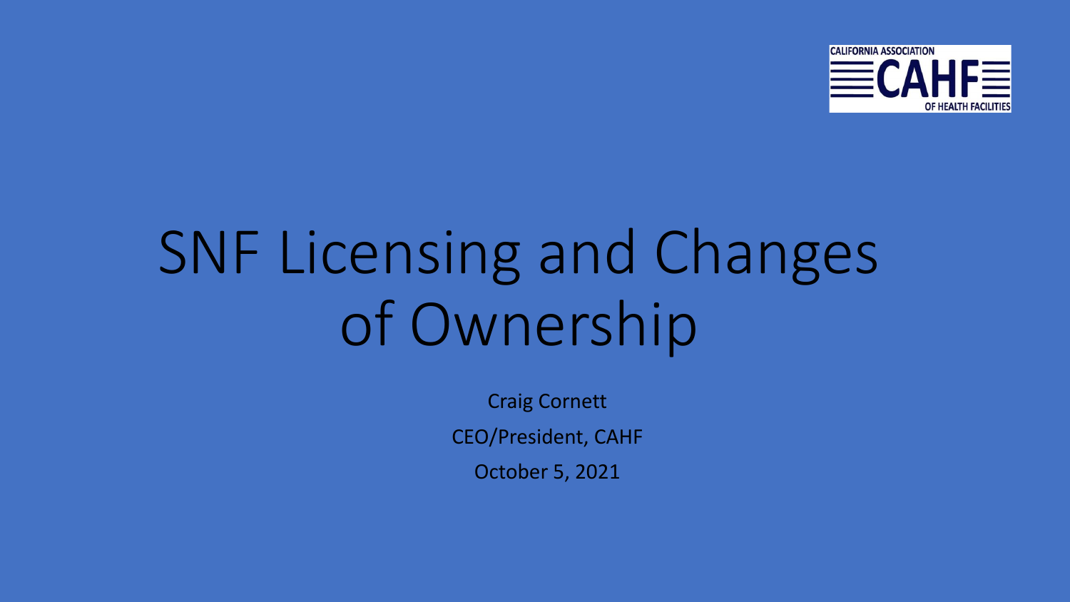CALIFORNIA ASSOCIATION CAHF OF HEALTH FACILITIES

# SNF Licensing and Changes of Ownership

Craig Cornett

CEO/President, CAHF

October 5, 2021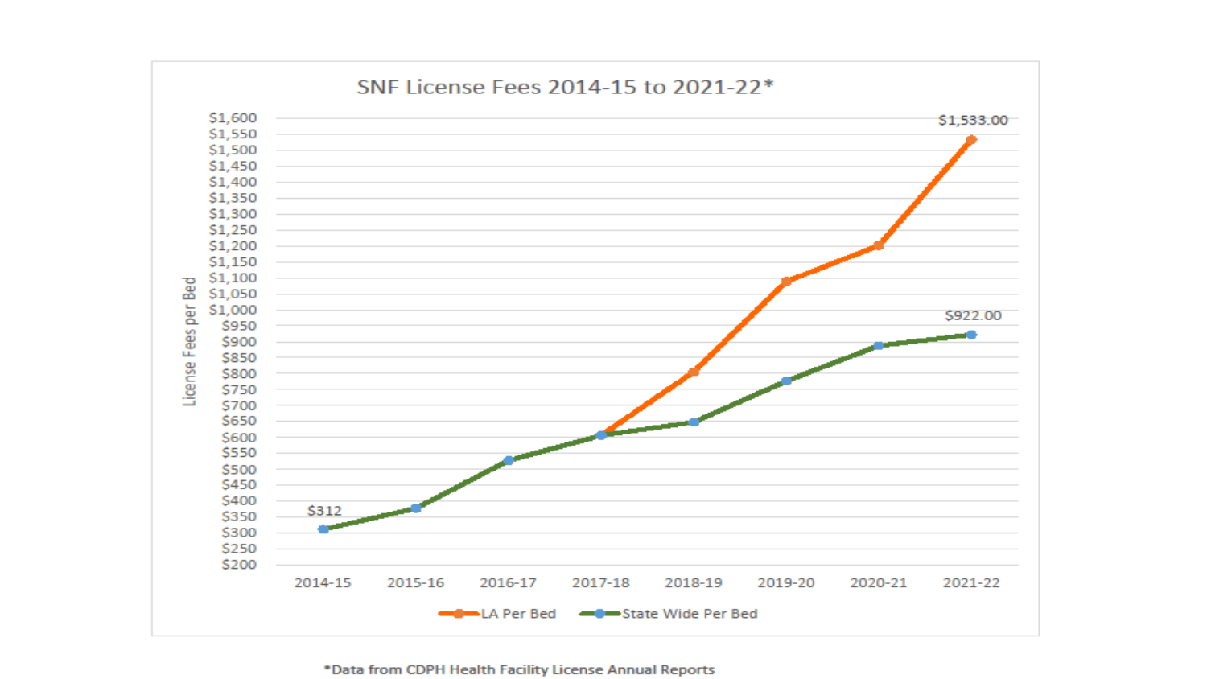SNF License Fees 2014-15 to 2021-22*

| | 2014-15 | 2015-16 | 2016-17 | 2017-18 | 2018-19 | 2019-20 | 2020-21 | 2021-22 |
|---|---|---|---|---|---|---|---|---|
| LA Per Bed | | | | | | | | $1,533.00 |
| State Wide Per Bed | $312 | | | | | | | $922.00 |

License Fees per Bed

*Data from CDPH Health Facility License Annual Reports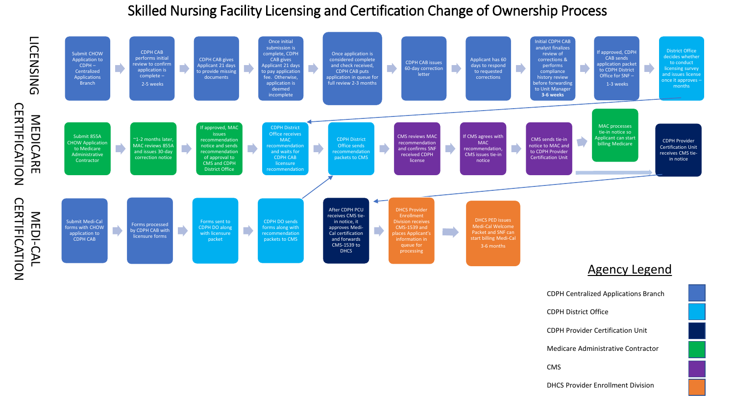# Skilled Nursing Facility Licensing and Certification Change of Ownership Process

## LICENSING

1. Submit CHOW Application to CDPH – Centralized Applications Branch
2. CDPH CAB performs initial review to confirm application is complete – 2-5 weeks
3. CDPH CAB gives Applicant 21 days to provide missing documents
4. Once initial submission is complete, CDPH CAB gives Applicant 21 days to pay application fee. Otherwise, application is deemed incomplete
5. Once application is considered complete and check received, CDPH CAB puts application in queue for full review 2-3 months
6. CDPH CAB issues 60-day correction letter
7. Applicant has 60 days to respond to requested corrections
8. Initial CDPH CAB analyst finalizes review of corrections & performs compliance history review before forwarding to Unit Manager **3-6 weeks**
9. If approved, CDPH CAB sends application packet to CDPH District Office for SNF – 1-3 weeks
10. District Office decides whether to conduct licensing survey and issues license once it approves – months

## MEDICARE CERTIFICATION

1. Submit 855A CHOW Application to Medicare Administrative Contractor
2. ~1-2 months later, MAC reviews 855A and issues 30-day correction notice
3. If approved, MAC issues recommendation notice and sends recommendation of approval to CMS and CDPH District Office
4. CDPH District Office receives MAC recommendation and waits for CDPH CAB licensure recommendation
5. CDPH District Office sends recommendation packets to CMS
6. CMS reviews MAC recommendation and confirms SNF received CDPH license
7. If CMS agrees with MAC recommendation, CMS issues tie-in notice
8. CMS sends tie-in notice to MAC and to CDPH Provider Certification Unit
9. MAC processes tie-in notice so Applicant can start billing Medicare
10. CDPH Provider Certification Unit receives CMS tie-in notice

## MEDI-CAL CERTIFICATION

1. Submit Medi-Cal forms with CHOW application to CDPH CAB
2. Forms processed by CDPH CAB with licensure forms
3. Forms sent to CDPH DO along with licensure packet
4. CDPH DO sends forms along with recommendation packets to CMS
5. After CDPH PCU receives CMS tie-in notice, it approves Medi-Cal certification and forwards CMS-1539 to DHCS
6. DHCS Provider Enrollment Division receives CMS-1539 and places Applicant's information in queue for processing
7. DHCS PED issues Medi-Cal Welcome Packet and SNF can start billing Medi-Cal 3-6 months

## Agency Legend

- CDPH Centralized Applications Branch
- CDPH District Office
- CDPH Provider Certification Unit
- Medicare Administrative Contractor
- CMS
- DHCS Provider Enrollment Division